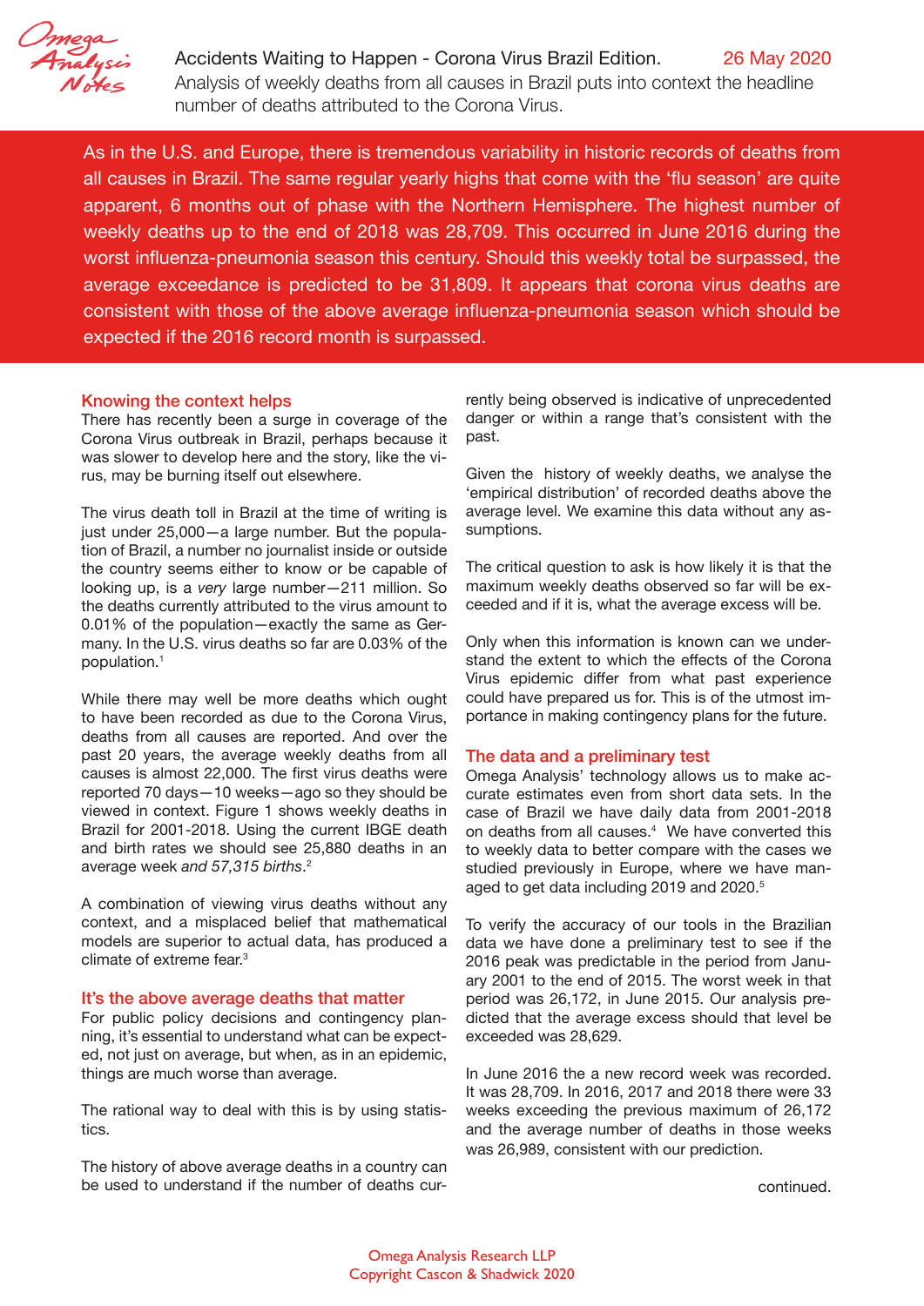# Accidents Waiting to Happen - Corona Virus Brazil Edition.

26 May 2020

Analysis of weekly deaths from all causes in Brazil puts into context the headline number of deaths attributed to the Corona Virus.

As in the U.S. and Europe, there is tremendous variability in historic records of deaths from all causes in Brazil. The same regular yearly highs that come with the 'flu season' are quite apparent, 6 months out of phase with the Northern Hemisphere. The highest number of weekly deaths up to the end of 2018 was 28,709. This occurred in June 2016 during the worst influenza-pneumonia season this century. Should this weekly total be surpassed, the average exceedance is predicted to be 31,809. It appears that corona virus deaths are consistent with those of the above average influenza-pneumonia season which should be expected if the 2016 record month is surpassed.

## Knowing the context helps

There has recently been a surge in coverage of the Corona Virus outbreak in Brazil, perhaps because it was slower to develop here and the story, like the virus, may be burning itself out elsewhere.

The virus death toll in Brazil at the time of writing is just under 25,000—a large number. But the population of Brazil, a number no journalist inside or outside the country seems either to know or be capable of looking up, is a *very* large number—211 million. So the deaths currently attributed to the virus amount to 0.01% of the population—exactly the same as Germany. In the U.S. virus deaths so far are 0.03% of the population.[1]

While there may well be more deaths which ought to have been recorded as due to the Corona Virus, deaths from all causes are reported. And over the past 20 years, the average weekly deaths from all causes is almost 22,000. The first virus deaths were reported 70 days—10 weeks—ago so they should be viewed in context. Figure 1 shows weekly deaths in Brazil for 2001-2018. Using the current IBGE death and birth rates we should see 25,880 deaths in an average week *and 57,315 births*.[2]

A combination of viewing virus deaths without any context, and a misplaced belief that mathematical models are superior to actual data, has produced a climate of extreme fear.[3]

## It's the above average deaths that matter

For public policy decisions and contingency planning, it's essential to understand what can be expected, not just on average, but when, as in an epidemic, things are much worse than average.

The rational way to deal with this is by using statistics.

The history of above average deaths in a country can be used to understand if the number of deaths currently being observed is indicative of unprecedented danger or within a range that's consistent with the past.

Given the history of weekly deaths, we analyse the 'empirical distribution' of recorded deaths above the average level. We examine this data without any assumptions.

The critical question to ask is how likely it is that the maximum weekly deaths observed so far will be exceeded and if it is, what the average excess will be.

Only when this information is known can we understand the extent to which the effects of the Corona Virus epidemic differ from what past experience could have prepared us for. This is of the utmost importance in making contingency plans for the future.

## The data and a preliminary test

Omega Analysis' technology allows us to make accurate estimates even from short data sets. In the case of Brazil we have daily data from 2001-2018 on deaths from all causes.[4] We have converted this to weekly data to better compare with the cases we studied previously in Europe, where we have managed to get data including 2019 and 2020.[5]

To verify the accuracy of our tools in the Brazilian data we have done a preliminary test to see if the 2016 peak was predictable in the period from January 2001 to the end of 2015. The worst week in that period was 26,172, in June 2015. Our analysis predicted that the average excess should that level be exceeded was 28,629.

In June 2016 the a new record week was recorded. It was 28,709. In 2016, 2017 and 2018 there were 33 weeks exceeding the previous maximum of 26,172 and the average number of deaths in those weeks was 26,989, consistent with our prediction.

continued.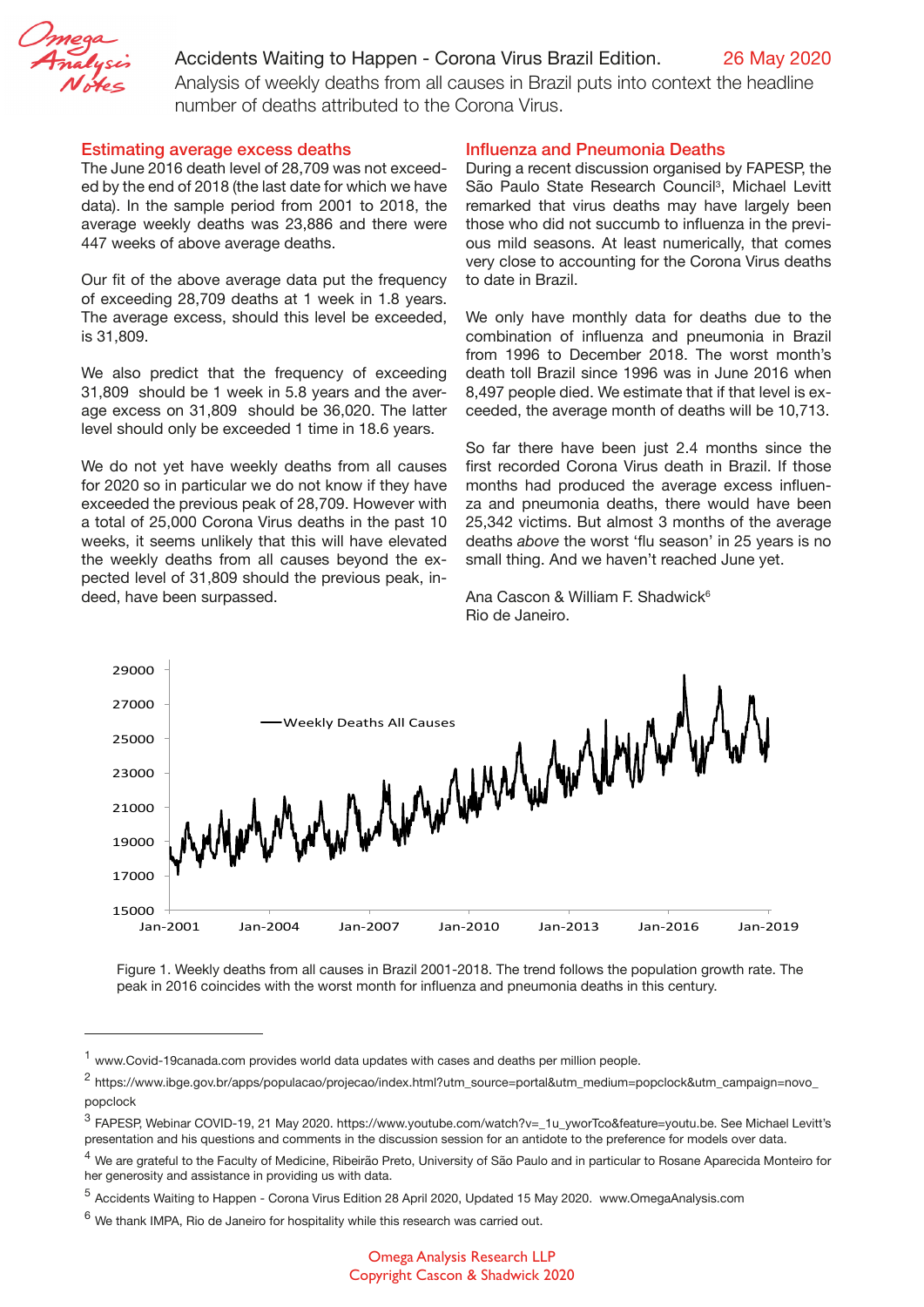Accidents Waiting to Happen - Corona Virus Brazil Edition. 26 May 2020

Analysis of weekly deaths from all causes in Brazil puts into context the headline number of deaths attributed to the Corona Virus.

## Estimating average excess deaths

The June 2016 death level of 28,709 was not exceeded by the end of 2018 (the last date for which we have data). In the sample period from 2001 to 2018, the average weekly deaths was 23,886 and there were 447 weeks of above average deaths.

Our fit of the above average data put the frequency of exceeding 28,709 deaths at 1 week in 1.8 years. The average excess, should this level be exceeded, is 31,809.

We also predict that the frequency of exceeding 31,809 should be 1 week in 5.8 years and the average excess on 31,809 should be 36,020. The latter level should only be exceeded 1 time in 18.6 years.

We do not yet have weekly deaths from all causes for 2020 so in particular we do not know if they have exceeded the previous peak of 28,709. However with a total of 25,000 Corona Virus deaths in the past 10 weeks, it seems unlikely that this will have elevated the weekly deaths from all causes beyond the expected level of 31,809 should the previous peak, indeed, have been surpassed.

## Influenza and Pneumonia Deaths

During a recent discussion organised by FAPESP, the São Paulo State Research Council[3], Michael Levitt remarked that virus deaths may have largely been those who did not succumb to influenza in the previous mild seasons. At least numerically, that comes very close to accounting for the Corona Virus deaths to date in Brazil.

We only have monthly data for deaths due to the combination of influenza and pneumonia in Brazil from 1996 to December 2018. The worst month's death toll Brazil since 1996 was in June 2016 when 8,497 people died. We estimate that if that level is exceeded, the average month of deaths will be 10,713.

So far there have been just 2.4 months since the first recorded Corona Virus death in Brazil. If those months had produced the average excess influenza and pneumonia deaths, there would have been 25,342 victims. But almost 3 months of the average deaths *above* the worst 'flu season' in 25 years is no small thing. And we haven't reached June yet.

Ana Cascon & William F. Shadwick[6]
Rio de Janeiro.

29000
27000
25000
23000
21000
19000
17000
15000
Weekly Deaths All Causes
Jan-2001 Jan-2004 Jan-2007 Jan-2010 Jan-2013 Jan-2016 Jan-2019

Figure 1. Weekly deaths from all causes in Brazil 2001-2018. The trend follows the population growth rate. The peak in 2016 coincides with the worst month for influenza and pneumonia deaths in this century.

---

[1] www.Covid-19canada.com provides world data updates with cases and deaths per million people.

[2] https://www.ibge.gov.br/apps/populacao/projecao/index.html?utm_source=portal&utm_medium=popclock&utm_campaign=novo_popclock

[3] FAPESP, Webinar COVID-19, 21 May 2020. https://www.youtube.com/watch?v=_1u_yworTco&feature=youtu.be. See Michael Levitt's presentation and his questions and comments in the discussion session for an antidote to the preference for models over data.

[4] We are grateful to the Faculty of Medicine, Ribeirão Preto, University of São Paulo and in particular to Rosane Aparecida Monteiro for her generosity and assistance in providing us with data.

[5] Accidents Waiting to Happen - Corona Virus Edition 28 April 2020, Updated 15 May 2020. www.OmegaAnalysis.com

[6] We thank IMPA, Rio de Janeiro for hospitality while this research was carried out.

Omega Analysis Research LLP
Copyright Cascon & Shadwick 2020